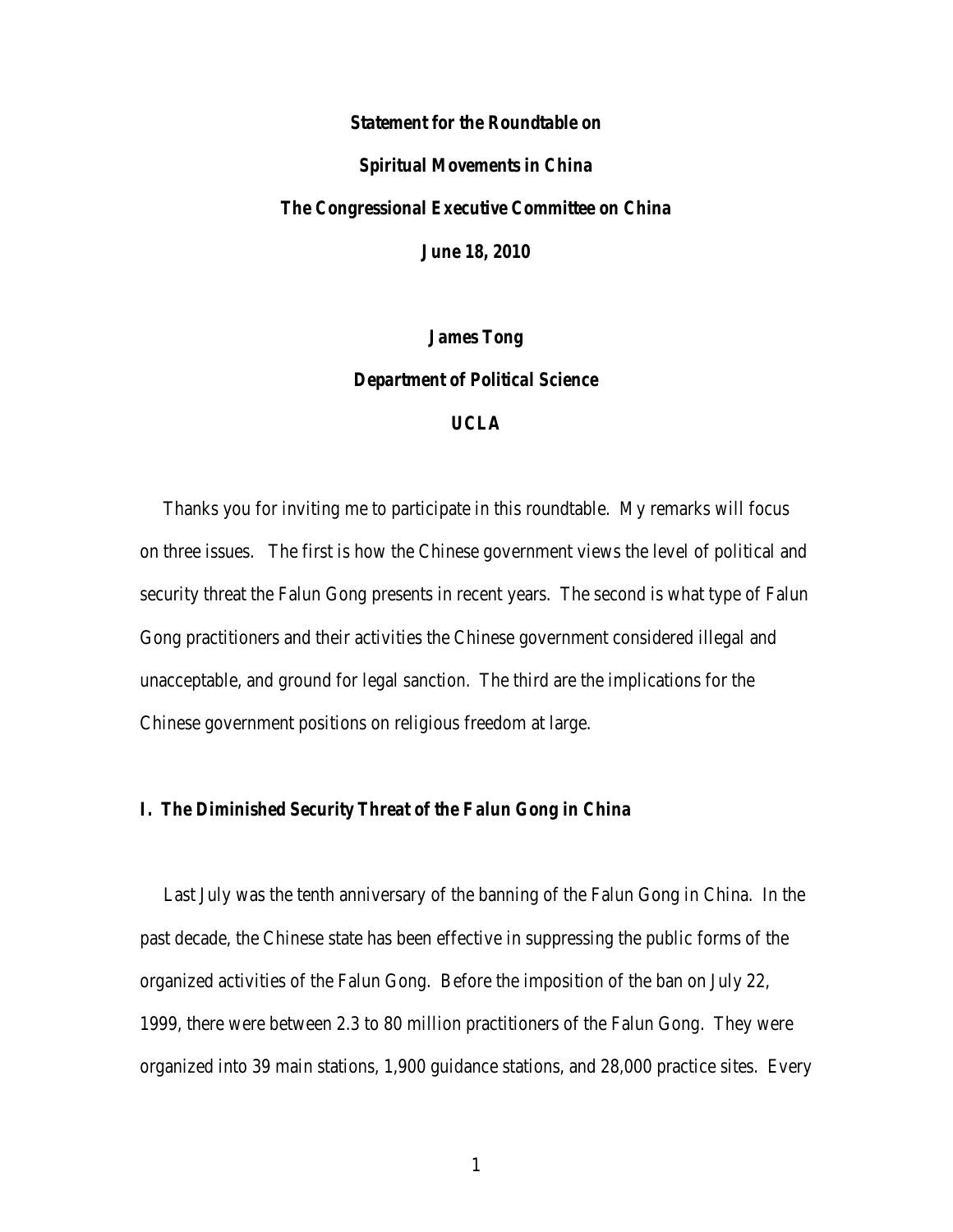**Statement for the Roundtable on**

**Spiritual Movements in China**

**The Congressional Executive Committee on China**

**June 18, 2010**

**James Tong**

**Department of Political Science**

**UCLA**

Thanks you for inviting me to participate in this roundtable. My remarks will focus on three issues. The first is how the Chinese government views the level of political and security threat the Falun Gong presents in recent years. The second is what type of Falun Gong practitioners and their activities the Chinese government considered illegal and unacceptable, and ground for legal sanction. The third are the implications for the Chinese government positions on religious freedom at large.

### I. The Diminished Security Threat of the Falun Gong in China

Last July was the tenth anniversary of the banning of the Falun Gong in China. In the past decade, the Chinese state has been effective in suppressing the public forms of the organized activities of the Falun Gong. Before the imposition of the ban on July 22, 1999, there were between 2.3 to 80 million practitioners of the Falun Gong. They were organized into 39 main stations, 1,900 guidance stations, and 28,000 practice sites. Every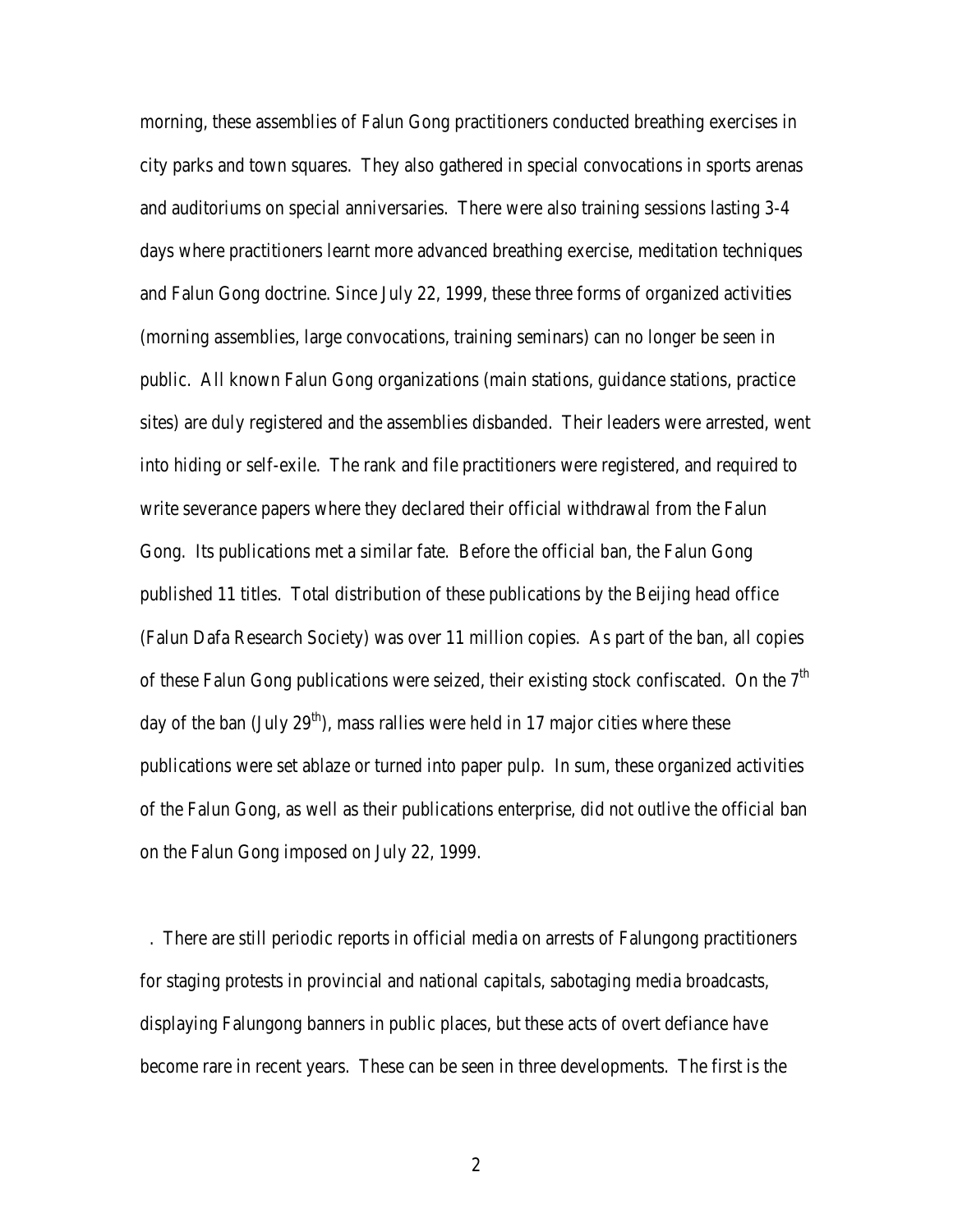morning, these assemblies of Falun Gong practitioners conducted breathing exercises in city parks and town squares. They also gathered in special convocations in sports arenas and auditoriums on special anniversaries. There were also training sessions lasting 3-4 days where practitioners learnt more advanced breathing exercise, meditation techniques and Falun Gong doctrine. Since July 22, 1999, these three forms of organized activities (morning assemblies, large convocations, training seminars) can no longer be seen in public. All known Falun Gong organizations (main stations, guidance stations, practice sites) are duly registered and the assemblies disbanded. Their leaders were arrested, went into hiding or self-exile. The rank and file practitioners were registered, and required to write severance papers where they declared their official withdrawal from the Falun Gong. Its publications met a similar fate. Before the official ban, the Falun Gong published 11 titles. Total distribution of these publications by the Beijing head office (Falun Dafa Research Society) was over 11 million copies. As part of the ban, all copies of these Falun Gong publications were seized, their existing stock confiscated. On the 7th day of the ban (July 29th), mass rallies were held in 17 major cities where these publications were set ablaze or turned into paper pulp. In sum, these organized activities of the Falun Gong, as well as their publications enterprise, did not outlive the official ban on the Falun Gong imposed on July 22, 1999.

. There are still periodic reports in official media on arrests of Falungong practitioners for staging protests in provincial and national capitals, sabotaging media broadcasts, displaying Falungong banners in public places, but these acts of overt defiance have become rare in recent years. These can be seen in three developments. The first is the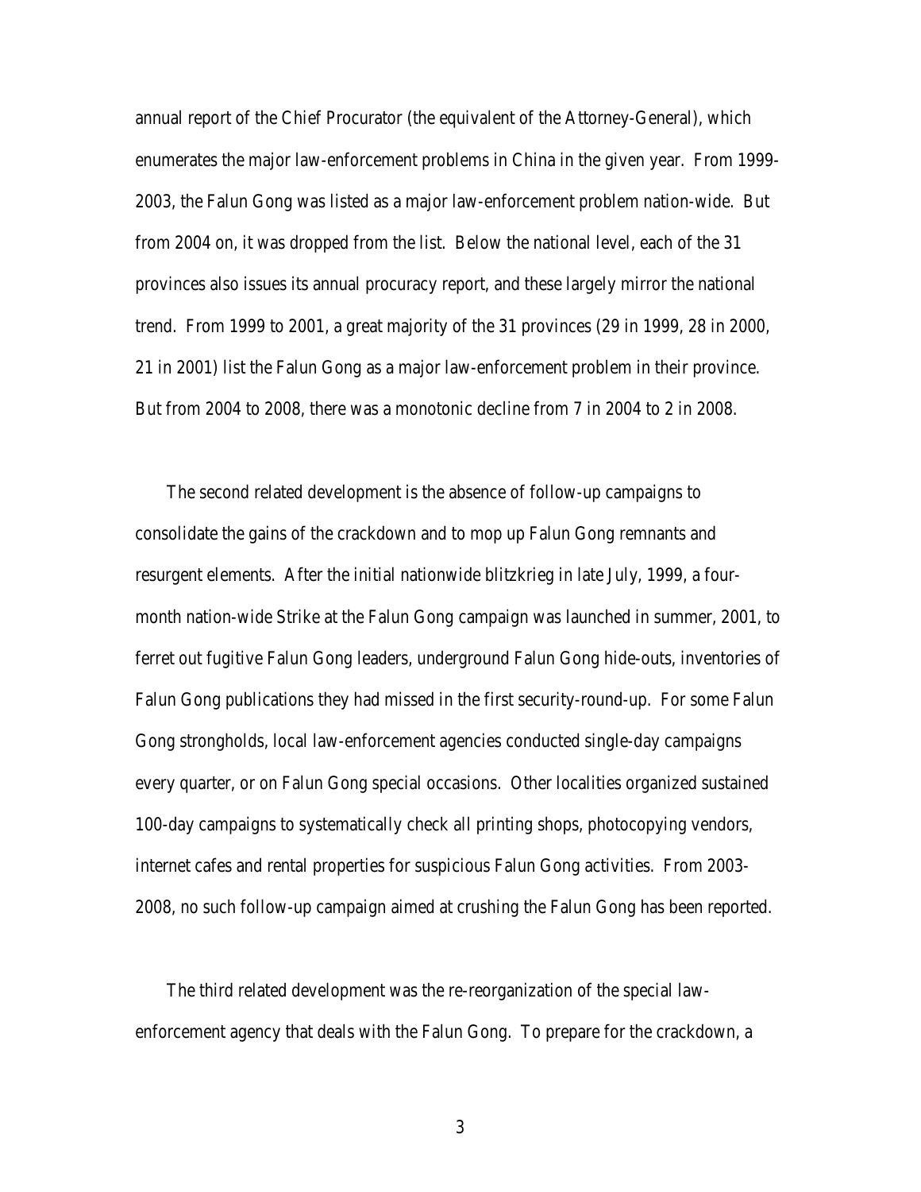annual report of the Chief Procurator (the equivalent of the Attorney-General), which enumerates the major law-enforcement problems in China in the given year. From 1999-2003, the Falun Gong was listed as a major law-enforcement problem nation-wide. But from 2004 on, it was dropped from the list. Below the national level, each of the 31 provinces also issues its annual procuracy report, and these largely mirror the national trend. From 1999 to 2001, a great majority of the 31 provinces (29 in 1999, 28 in 2000, 21 in 2001) list the Falun Gong as a major law-enforcement problem in their province. But from 2004 to 2008, there was a monotonic decline from 7 in 2004 to 2 in 2008.

The second related development is the absence of follow-up campaigns to consolidate the gains of the crackdown and to mop up Falun Gong remnants and resurgent elements. After the initial nationwide blitzkrieg in late July, 1999, a four-month nation-wide Strike at the Falun Gong campaign was launched in summer, 2001, to ferret out fugitive Falun Gong leaders, underground Falun Gong hide-outs, inventories of Falun Gong publications they had missed in the first security-round-up. For some Falun Gong strongholds, local law-enforcement agencies conducted single-day campaigns every quarter, or on Falun Gong special occasions. Other localities organized sustained 100-day campaigns to systematically check all printing shops, photocopying vendors, internet cafes and rental properties for suspicious Falun Gong activities. From 2003-2008, no such follow-up campaign aimed at crushing the Falun Gong has been reported.

The third related development was the re-reorganization of the special law-enforcement agency that deals with the Falun Gong. To prepare for the crackdown, a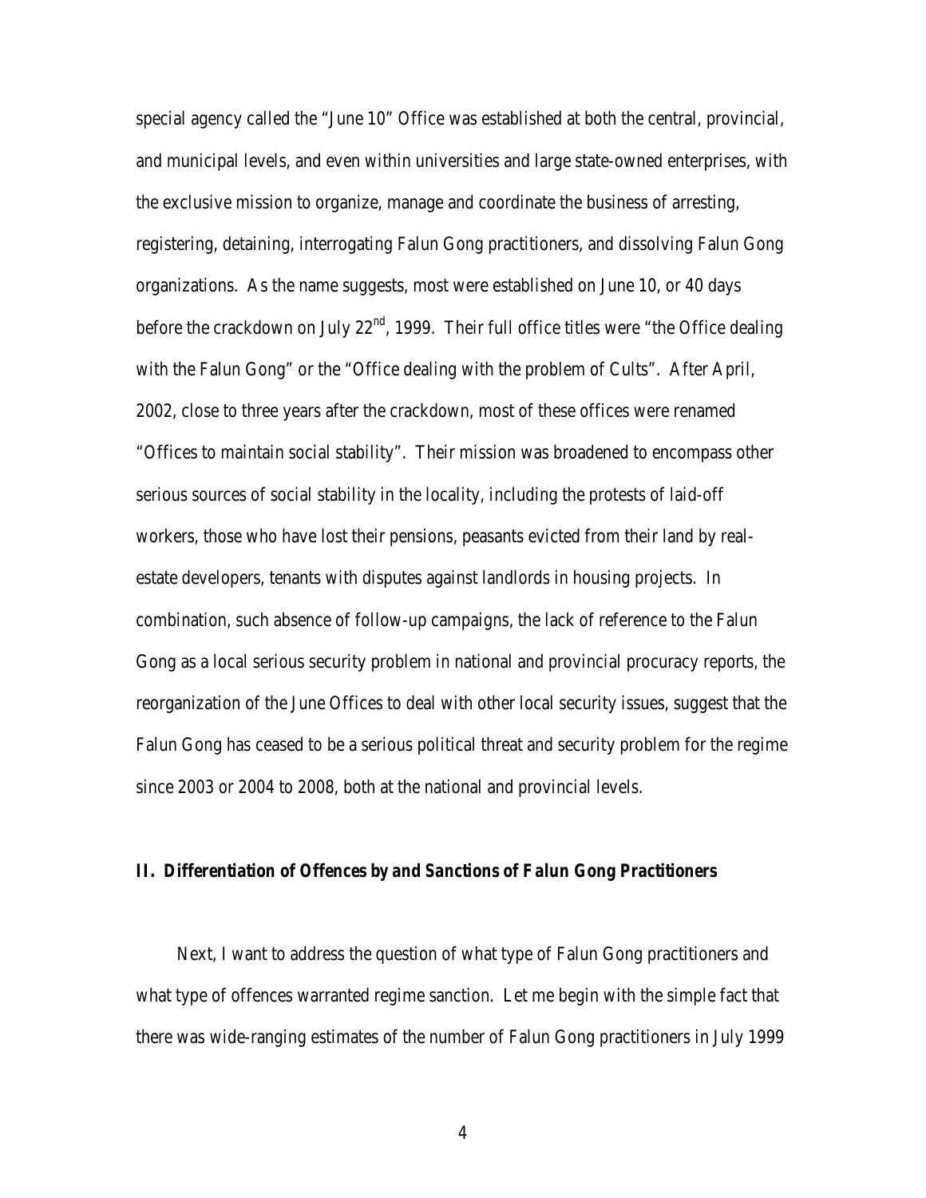special agency called the "June 10" Office was established at both the central, provincial, and municipal levels, and even within universities and large state-owned enterprises, with the exclusive mission to organize, manage and coordinate the business of arresting, registering, detaining, interrogating Falun Gong practitioners, and dissolving Falun Gong organizations. As the name suggests, most were established on June 10, or 40 days before the crackdown on July 22nd, 1999. Their full office titles were "the Office dealing with the Falun Gong" or the "Office dealing with the problem of Cults". After April, 2002, close to three years after the crackdown, most of these offices were renamed "Offices to maintain social stability". Their mission was broadened to encompass other serious sources of social stability in the locality, including the protests of laid-off workers, those who have lost their pensions, peasants evicted from their land by real-estate developers, tenants with disputes against landlords in housing projects. In combination, such absence of follow-up campaigns, the lack of reference to the Falun Gong as a local serious security problem in national and provincial procuracy reports, the reorganization of the June Offices to deal with other local security issues, suggest that the Falun Gong has ceased to be a serious political threat and security problem for the regime since 2003 or 2004 to 2008, both at the national and provincial levels.

## II. Differentiation of Offences by and Sanctions of Falun Gong Practitioners

Next, I want to address the question of what type of Falun Gong practitioners and what type of offences warranted regime sanction. Let me begin with the simple fact that there was wide-ranging estimates of the number of Falun Gong practitioners in July 1999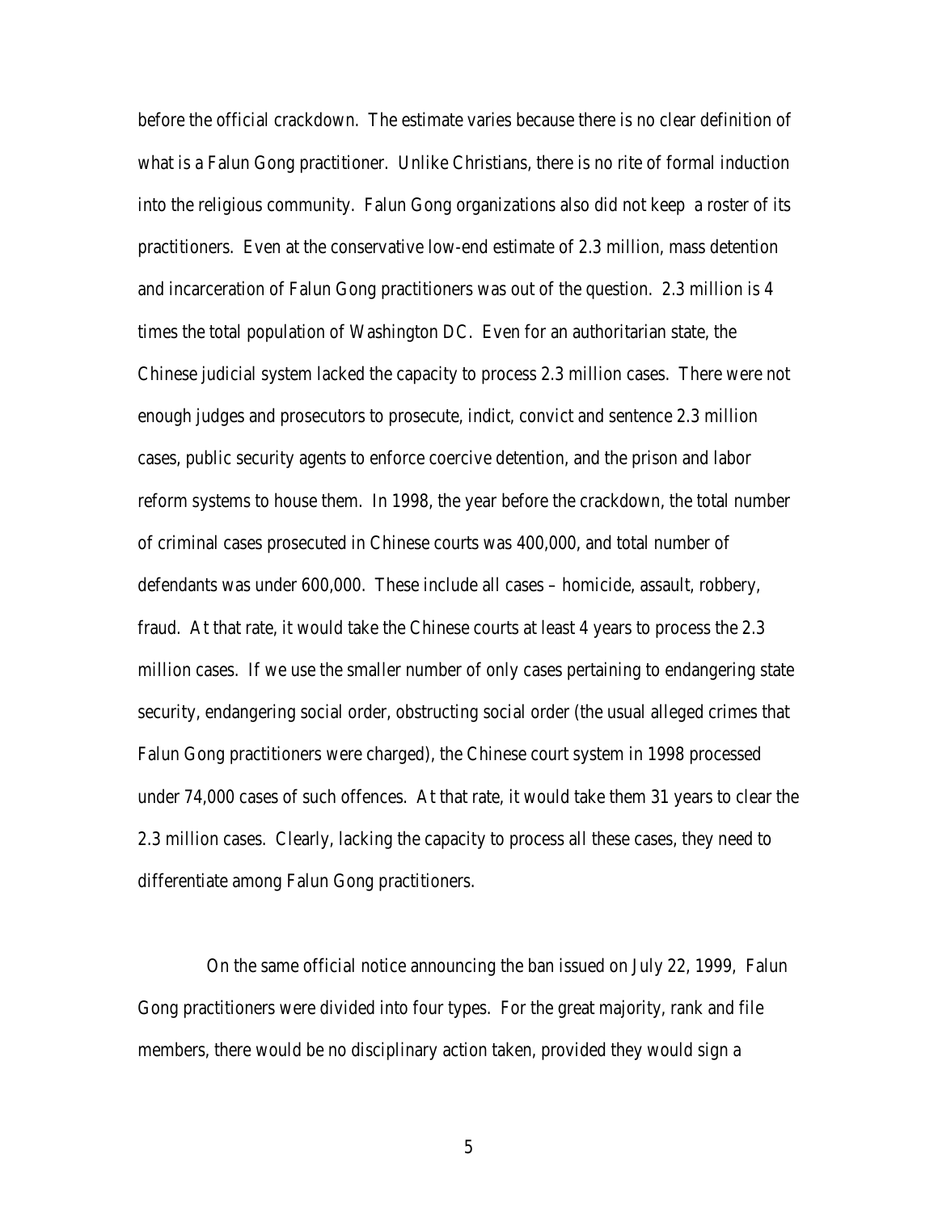before the official crackdown. The estimate varies because there is no clear definition of what is a Falun Gong practitioner. Unlike Christians, there is no rite of formal induction into the religious community. Falun Gong organizations also did not keep a roster of its practitioners. Even at the conservative low-end estimate of 2.3 million, mass detention and incarceration of Falun Gong practitioners was out of the question. 2.3 million is 4 times the total population of Washington DC. Even for an authoritarian state, the Chinese judicial system lacked the capacity to process 2.3 million cases. There were not enough judges and prosecutors to prosecute, indict, convict and sentence 2.3 million cases, public security agents to enforce coercive detention, and the prison and labor reform systems to house them. In 1998, the year before the crackdown, the total number of criminal cases prosecuted in Chinese courts was 400,000, and total number of defendants was under 600,000. These include all cases – homicide, assault, robbery, fraud. At that rate, it would take the Chinese courts at least 4 years to process the 2.3 million cases. If we use the smaller number of only cases pertaining to endangering state security, endangering social order, obstructing social order (the usual alleged crimes that Falun Gong practitioners were charged), the Chinese court system in 1998 processed under 74,000 cases of such offences. At that rate, it would take them 31 years to clear the 2.3 million cases. Clearly, lacking the capacity to process all these cases, they need to differentiate among Falun Gong practitioners.

On the same official notice announcing the ban issued on July 22, 1999, Falun Gong practitioners were divided into four types. For the great majority, rank and file members, there would be no disciplinary action taken, provided they would sign a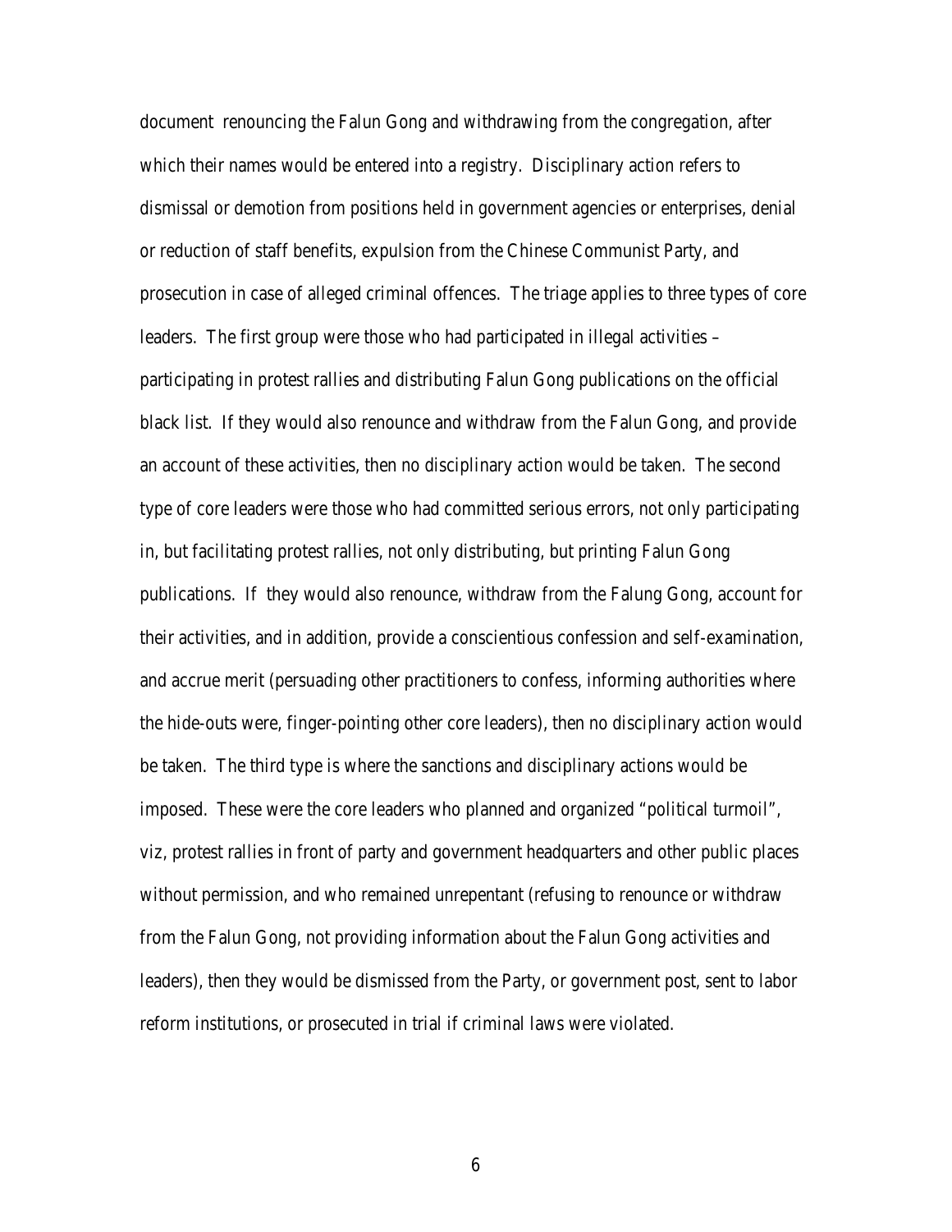document renouncing the Falun Gong and withdrawing from the congregation, after which their names would be entered into a registry. Disciplinary action refers to dismissal or demotion from positions held in government agencies or enterprises, denial or reduction of staff benefits, expulsion from the Chinese Communist Party, and prosecution in case of alleged criminal offences. The triage applies to three types of core leaders. The first group were those who had participated in illegal activities – participating in protest rallies and distributing Falun Gong publications on the official black list. If they would also renounce and withdraw from the Falun Gong, and provide an account of these activities, then no disciplinary action would be taken. The second type of core leaders were those who had committed serious errors, not only participating in, but facilitating protest rallies, not only distributing, but printing Falun Gong publications. If they would also renounce, withdraw from the Falung Gong, account for their activities, and in addition, provide a conscientious confession and self-examination, and accrue merit (persuading other practitioners to confess, informing authorities where the hide-outs were, finger-pointing other core leaders), then no disciplinary action would be taken. The third type is where the sanctions and disciplinary actions would be imposed. These were the core leaders who planned and organized "political turmoil", viz, protest rallies in front of party and government headquarters and other public places without permission, and who remained unrepentant (refusing to renounce or withdraw from the Falun Gong, not providing information about the Falun Gong activities and leaders), then they would be dismissed from the Party, or government post, sent to labor reform institutions, or prosecuted in trial if criminal laws were violated.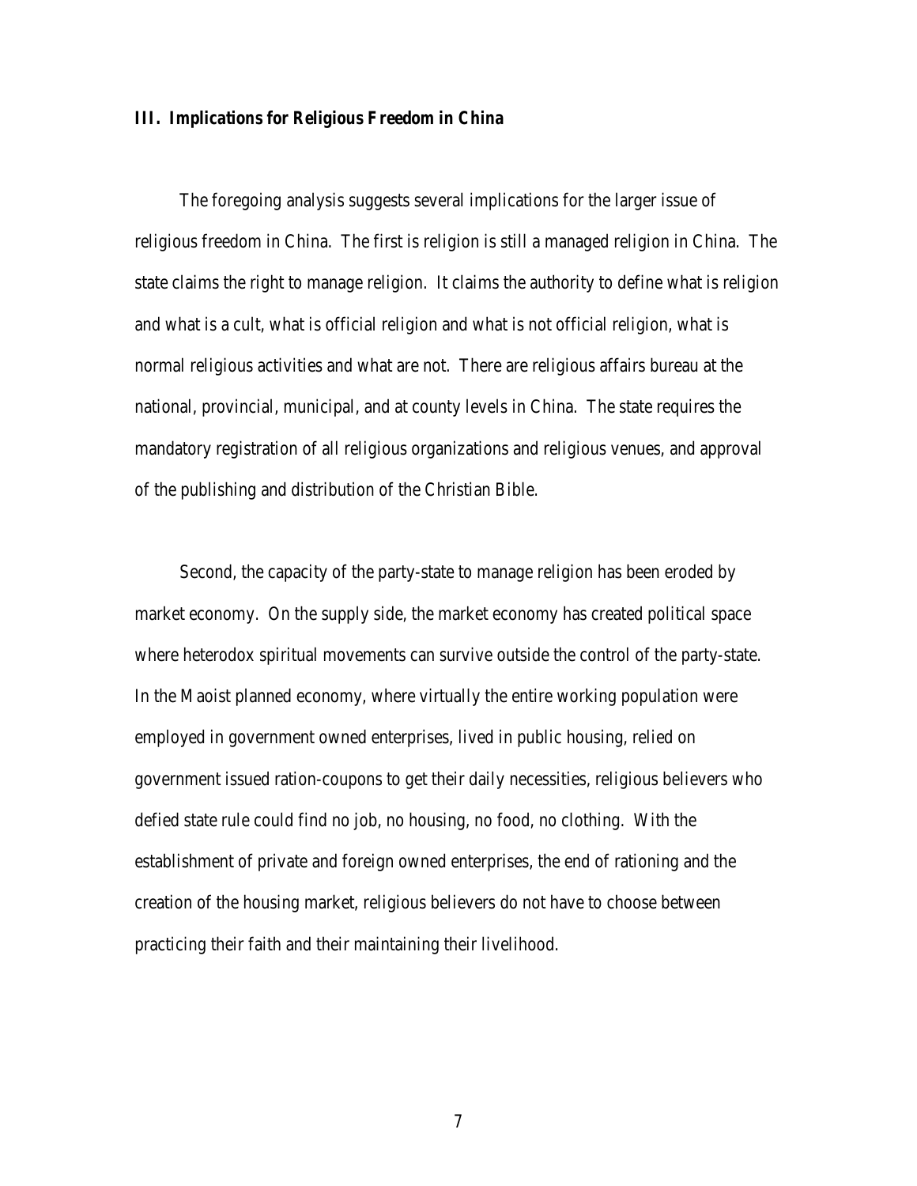### III. Implications for Religious Freedom in China

The foregoing analysis suggests several implications for the larger issue of religious freedom in China. The first is religion is still a managed religion in China. The state claims the right to manage religion. It claims the authority to define what is religion and what is a cult, what is official religion and what is not official religion, what is normal religious activities and what are not. There are religious affairs bureau at the national, provincial, municipal, and at county levels in China. The state requires the mandatory registration of all religious organizations and religious venues, and approval of the publishing and distribution of the Christian Bible.

Second, the capacity of the party-state to manage religion has been eroded by market economy. On the supply side, the market economy has created political space where heterodox spiritual movements can survive outside the control of the party-state. In the Maoist planned economy, where virtually the entire working population were employed in government owned enterprises, lived in public housing, relied on government issued ration-coupons to get their daily necessities, religious believers who defied state rule could find no job, no housing, no food, no clothing. With the establishment of private and foreign owned enterprises, the end of rationing and the creation of the housing market, religious believers do not have to choose between practicing their faith and their maintaining their livelihood.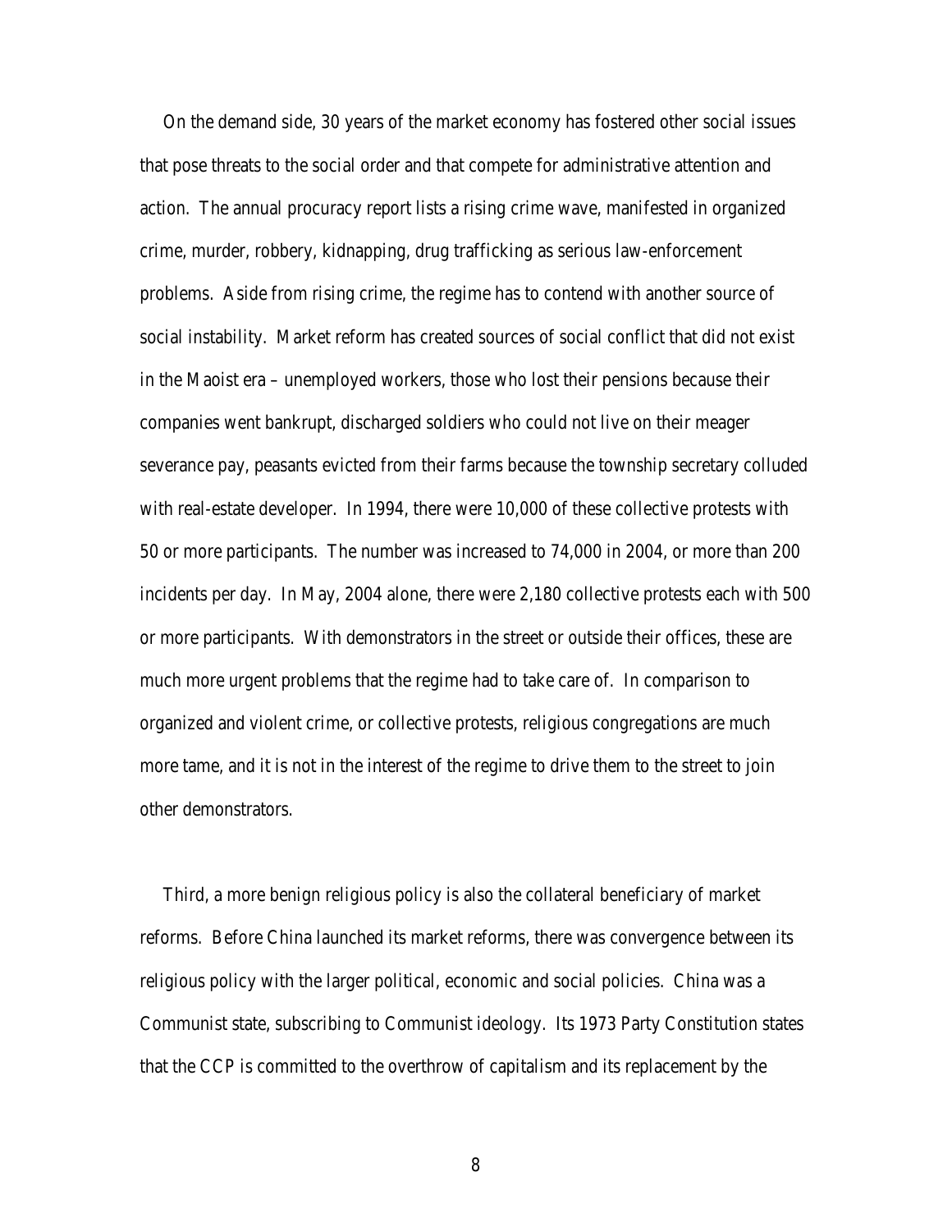On the demand side, 30 years of the market economy has fostered other social issues that pose threats to the social order and that compete for administrative attention and action. The annual procuracy report lists a rising crime wave, manifested in organized crime, murder, robbery, kidnapping, drug trafficking as serious law-enforcement problems. Aside from rising crime, the regime has to contend with another source of social instability. Market reform has created sources of social conflict that did not exist in the Maoist era – unemployed workers, those who lost their pensions because their companies went bankrupt, discharged soldiers who could not live on their meager severance pay, peasants evicted from their farms because the township secretary colluded with real-estate developer. In 1994, there were 10,000 of these collective protests with 50 or more participants. The number was increased to 74,000 in 2004, or more than 200 incidents per day. In May, 2004 alone, there were 2,180 collective protests each with 500 or more participants. With demonstrators in the street or outside their offices, these are much more urgent problems that the regime had to take care of. In comparison to organized and violent crime, or collective protests, religious congregations are much more tame, and it is not in the interest of the regime to drive them to the street to join other demonstrators.

Third, a more benign religious policy is also the collateral beneficiary of market reforms. Before China launched its market reforms, there was convergence between its religious policy with the larger political, economic and social policies. China was a Communist state, subscribing to Communist ideology. Its 1973 Party Constitution states that the CCP is committed to the overthrow of capitalism and its replacement by the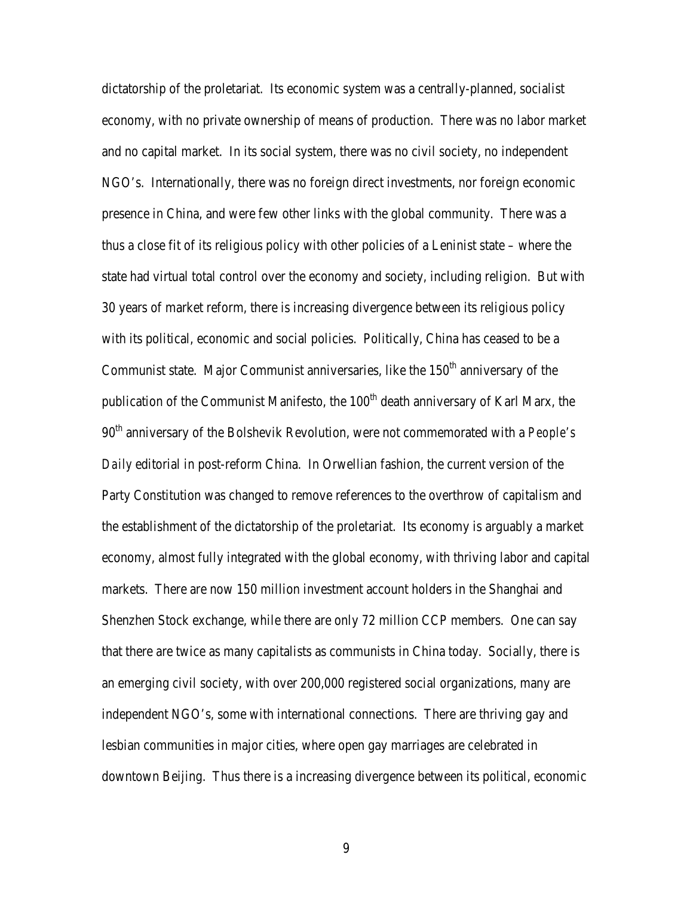dictatorship of the proletariat. Its economic system was a centrally-planned, socialist economy, with no private ownership of means of production. There was no labor market and no capital market. In its social system, there was no civil society, no independent NGO's. Internationally, there was no foreign direct investments, nor foreign economic presence in China, and were few other links with the global community. There was a thus a close fit of its religious policy with other policies of a Leninist state – where the state had virtual total control over the economy and society, including religion. But with 30 years of market reform, there is increasing divergence between its religious policy with its political, economic and social policies. Politically, China has ceased to be a Communist state. Major Communist anniversaries, like the 150th anniversary of the publication of the Communist Manifesto, the 100th death anniversary of Karl Marx, the 90th anniversary of the Bolshevik Revolution, were not commemorated with a *People's Daily* editorial in post-reform China. In Orwellian fashion, the current version of the Party Constitution was changed to remove references to the overthrow of capitalism and the establishment of the dictatorship of the proletariat. Its economy is arguably a market economy, almost fully integrated with the global economy, with thriving labor and capital markets. There are now 150 million investment account holders in the Shanghai and Shenzhen Stock exchange, while there are only 72 million CCP members. One can say that there are twice as many capitalists as communists in China today. Socially, there is an emerging civil society, with over 200,000 registered social organizations, many are independent NGO's, some with international connections. There are thriving gay and lesbian communities in major cities, where open gay marriages are celebrated in downtown Beijing. Thus there is a increasing divergence between its political, economic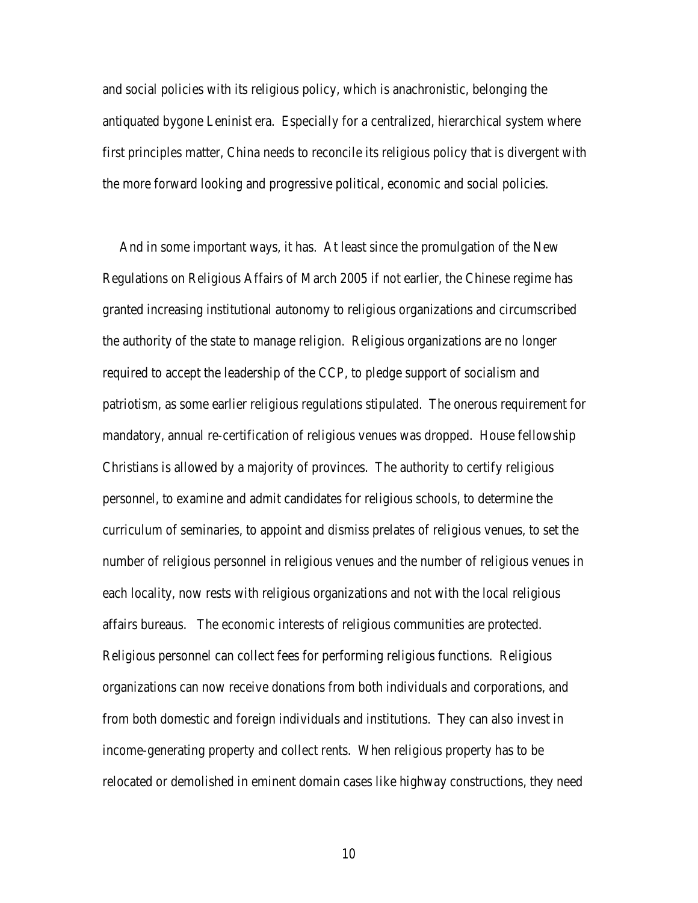and social policies with its religious policy, which is anachronistic, belonging the antiquated bygone Leninist era. Especially for a centralized, hierarchical system where first principles matter, China needs to reconcile its religious policy that is divergent with the more forward looking and progressive political, economic and social policies.

And in some important ways, it has. At least since the promulgation of the New Regulations on Religious Affairs of March 2005 if not earlier, the Chinese regime has granted increasing institutional autonomy to religious organizations and circumscribed the authority of the state to manage religion. Religious organizations are no longer required to accept the leadership of the CCP, to pledge support of socialism and patriotism, as some earlier religious regulations stipulated. The onerous requirement for mandatory, annual re-certification of religious venues was dropped. House fellowship Christians is allowed by a majority of provinces. The authority to certify religious personnel, to examine and admit candidates for religious schools, to determine the curriculum of seminaries, to appoint and dismiss prelates of religious venues, to set the number of religious personnel in religious venues and the number of religious venues in each locality, now rests with religious organizations and not with the local religious affairs bureaus. The economic interests of religious communities are protected. Religious personnel can collect fees for performing religious functions. Religious organizations can now receive donations from both individuals and corporations, and from both domestic and foreign individuals and institutions. They can also invest in income-generating property and collect rents. When religious property has to be relocated or demolished in eminent domain cases like highway constructions, they need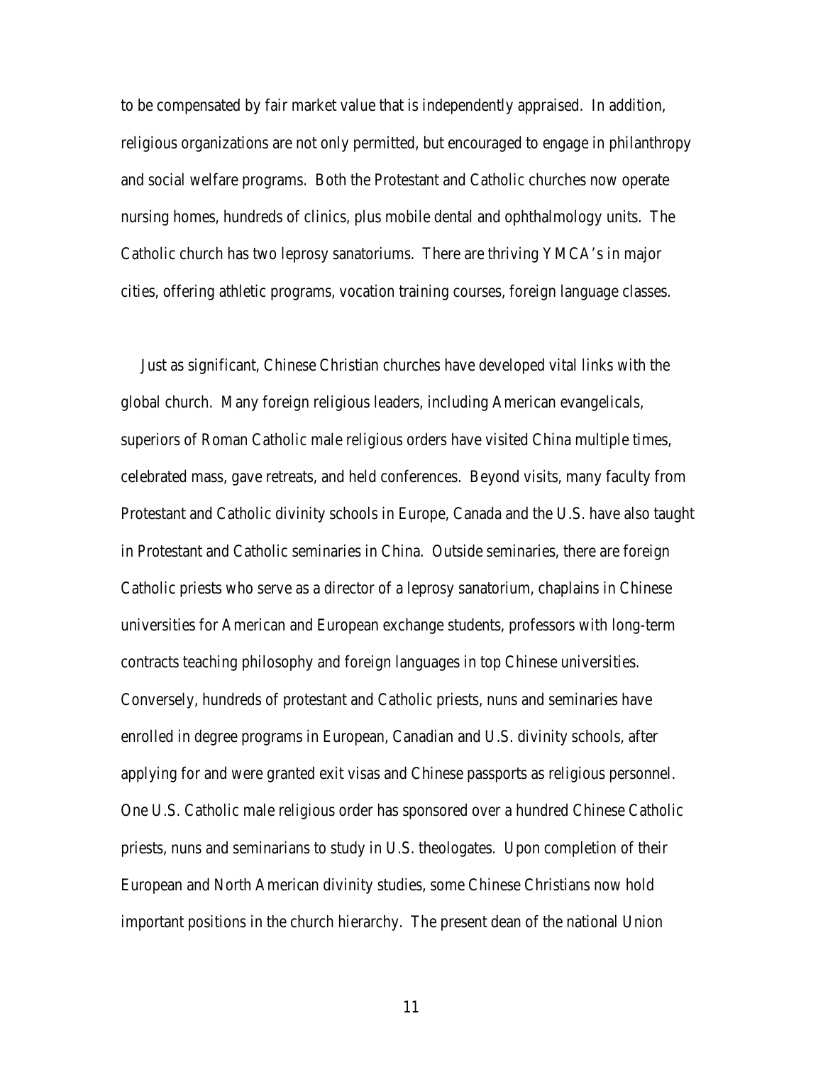to be compensated by fair market value that is independently appraised. In addition, religious organizations are not only permitted, but encouraged to engage in philanthropy and social welfare programs. Both the Protestant and Catholic churches now operate nursing homes, hundreds of clinics, plus mobile dental and ophthalmology units. The Catholic church has two leprosy sanatoriums. There are thriving YMCA's in major cities, offering athletic programs, vocation training courses, foreign language classes.

Just as significant, Chinese Christian churches have developed vital links with the global church. Many foreign religious leaders, including American evangelicals, superiors of Roman Catholic male religious orders have visited China multiple times, celebrated mass, gave retreats, and held conferences. Beyond visits, many faculty from Protestant and Catholic divinity schools in Europe, Canada and the U.S. have also taught in Protestant and Catholic seminaries in China. Outside seminaries, there are foreign Catholic priests who serve as a director of a leprosy sanatorium, chaplains in Chinese universities for American and European exchange students, professors with long-term contracts teaching philosophy and foreign languages in top Chinese universities. Conversely, hundreds of protestant and Catholic priests, nuns and seminaries have enrolled in degree programs in European, Canadian and U.S. divinity schools, after applying for and were granted exit visas and Chinese passports as religious personnel. One U.S. Catholic male religious order has sponsored over a hundred Chinese Catholic priests, nuns and seminarians to study in U.S. theologates. Upon completion of their European and North American divinity studies, some Chinese Christians now hold important positions in the church hierarchy. The present dean of the national Union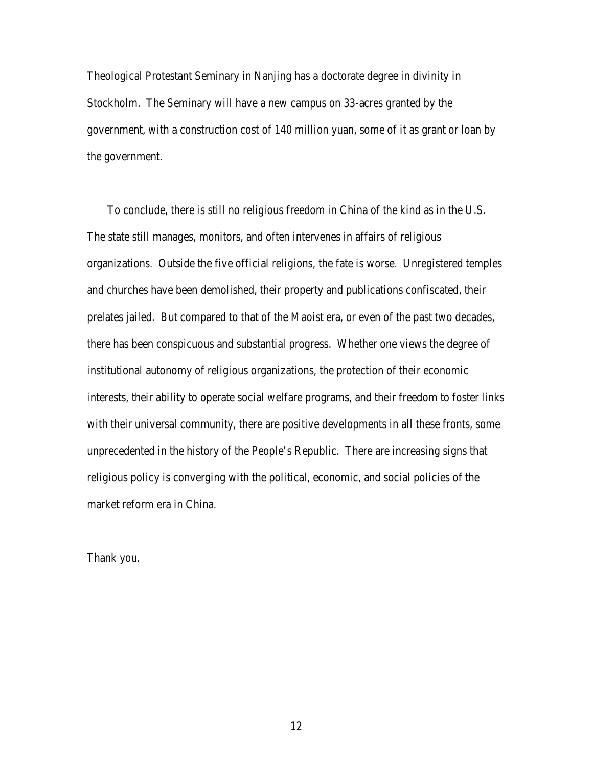Theological Protestant Seminary in Nanjing has a doctorate degree in divinity in Stockholm. The Seminary will have a new campus on 33-acres granted by the government, with a construction cost of 140 million yuan, some of it as grant or loan by the government.

To conclude, there is still no religious freedom in China of the kind as in the U.S. The state still manages, monitors, and often intervenes in affairs of religious organizations. Outside the five official religions, the fate is worse. Unregistered temples and churches have been demolished, their property and publications confiscated, their prelates jailed. But compared to that of the Maoist era, or even of the past two decades, there has been conspicuous and substantial progress. Whether one views the degree of institutional autonomy of religious organizations, the protection of their economic interests, their ability to operate social welfare programs, and their freedom to foster links with their universal community, there are positive developments in all these fronts, some unprecedented in the history of the People's Republic. There are increasing signs that religious policy is converging with the political, economic, and social policies of the market reform era in China.

Thank you.